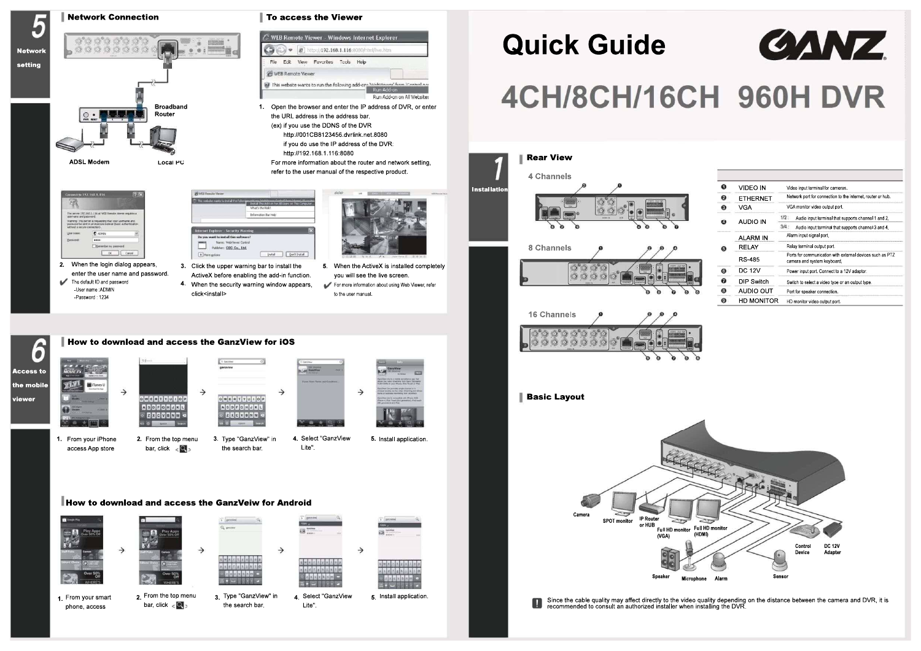# Quick Guide

# 4CH/8CH/16CH 960H DVR

## 1 Installation

### Rear View

4 Channels

8 Channels

16 Channels

| | | |
|---|---|---|
| ❶ | VIDEO IN | Video input terminal for cameras. |
| ❷ | ETHERNET | Network port for connection to the internet, router or hub. |
| ❸ | VGA | VGA monitor video output port. |
| ❹ | AUDIO IN | 1/2 : Audio input terminal that supports channel 1 and 2. 3/4 : Audio input terminal that supports channel 3 and 4. |
| ❺ | ALARM IN | Alarm input signal port. |
| | RELAY | Relay terminal output port. |
| | RS-485 | Ports for communication with external devices such as PTZ camera and system keyboard. |
| ❻ | DC 12V | Power input port. Connect to a 12V adaptor. |
| ❼ | DIP Switch | Switch to select a video type or an output type. |
| ❽ | AUDIO OUT | Port for speaker connection. |
| ❾ | HD MONITOR | HD monitor video output port. |

### Basic Layout

Camera, SPOT monitor, IP Router or HUB, Full HD monitor (VGA), Full HD monitor (HDMI), Control Device, DC 12V Adapter, Speaker, Microphone, Alarm, Sensor

Since the cable quality may affect directly to the video quality depending on the distance between the camera and DVR, it is recommended to consult an authorized installer when installing the DVR.

## 5 Network setting

### Network Connection

Broadband Router

ADSL Modem

Local PC

### To access the Viewer

1. Open the browser and enter the IP address of DVR, or enter the URL address in the address bar.
   (ex) if you use the DDNS of the DVR
   http://001CB8123456.dvrlink.net:8080
   if you do use the IP address of the DVR:
   http://192.168.1.116:8080
   For more information about the router and network setting, refer to the user manual of the respective product.
2. When the login dialog appears, enter the user name and password.
   ✔ The default ID and password
   -User name :ADMIN
   -Password : 1234
3. Click the upper warning bar to install the ActiveX before enabling the add-in function.
4. When the security warning window appears, click<install>
5. When the ActiveX is installed completely you will see the live screen.
   ✔ For more information about using Web Viewer, refer to the user manual.

## 6 Access to the mobile viewer

### How to download and access the GanzView for iOS

1. From your iPhone access App store
2. From the top menu bar, click <🔍>
3. Type "GanzView" in the search bar.
4. Select "GanzView Lite".
5. Install application.

### How to download and access the GanzVeiw for Android

1. From your smart phone, access
2. From the top menu bar, click <🔍>
3. Type "GanzView" in the search bar.
4. Select "GanzView Lite".
5. Install application.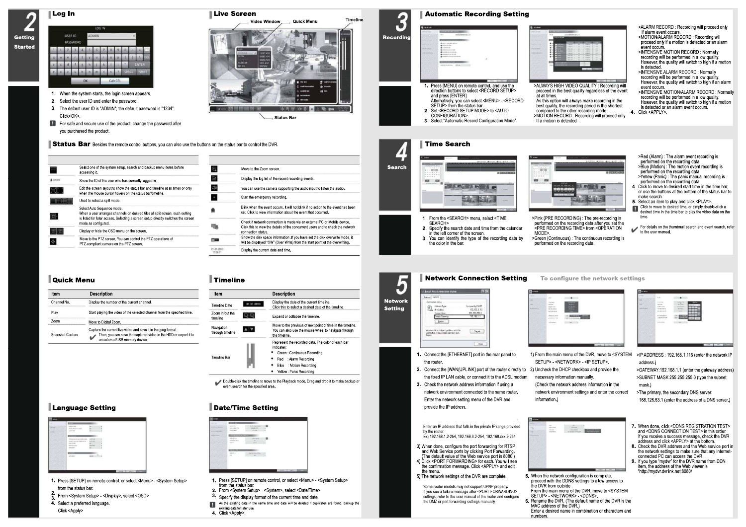## 2 Getting Started

### Log In

1. When the system starts, the login screen appears.
2. Select the user ID and enter the password.
3. The default user ID is "ADMIN"; the default password is "1234". Click<OK>.

For safe and secure use of the product, change the password after you purchased the product.

### Live Screen

Video Window, Quick Menu, Timeline, Status Bar

### Status Bar

Besides the remote control buttons, you can also use the buttons on the status bar to control the DVR.

| | |
|---|---|
| | Select one of the system setup, search and backup menu items before accessing it. |
| | Show the ID of the user who has currently logged in. |
| | Edit the screen layout to show the status bar and timeline at all times or only when the mouse cursor hovers on the status bar/timeline. |
| | Used to select a split mode. |
| | Select Auto Sequence mode. When a user arranges channels on desired tiles of split screen, such setting is listed for later access. Selecting a screen setup directly switches the screen mode as configured. |
| | Display or hide the OSD menu on the screen. |
| | Move to the PTZ screen. You can control the PTZ operations of PTZ-compliant camera on the PTZ screen. |
| | Move to the Zoom screen. |
| | Display the log list of the recent recording events. |
| | You can use the camera supporting the audio input to listen the audio. |
| | Start the emergency recording. |
| | Blink when the event occurs. It will not blink if no action to the event has been set. Click to view information about the event that occurred. |
| | Check if network connection is made via an external PC or Mobile device. Click this to view the details of the concurrent users and to check the network connection status. |
| | Show the disk space information. If you have set the disk overwrite mode, it will be displayed "OW" (Over Write) from the start point of the overwriting. |
| 01-01-2013 13:38:31 | Display the current date and time. |

### Quick Menu

| Item | Description |
|---|---|
| Channel No. | Display the number of the current channel. |
| Play | Start playing the video of the selected channel from the specified time. |
| Zoom | Move to Digital Zoom. |
| Snapshot Capture | Capture the current live video and save it in the jpeg format. Then, you can save the captured video in the HDD or export it to an external USB memory device. |

### Timeline

| Item | | Description |
|---|---|---|
| Timeline Date | 01-01-2013 | Display the date of the current timeline. Click this to select a desired date of the timeline. |
| Zoom in/out the timeline | | Expand or collapse the timeline. |
| Navigation through timeline | | Move to the previous of next point of time in the timeline. You can also use the mouse wheel to navigate through the timeline. |
| Timeline Bar | | Represent the recorded data. The color of each bar indicates: • Green : Continuous Recording • Red : Alarm Recording • Blue : Motion Recording • Yellow : Panic Recording |

Double-click the timeline to move to the Playback mode. Drag and drop it to make backup or event search for the specified area.

### Language Setting

1. Press [SETUP] on remote control, or select <Menu> - <System Setup> from the status bar.
2. From <System Setup> - <Display>, select <OSD>.
3. Select a preferred language.
4. Click <Apply>

### Date/Time Setting

1. Press [SETUP] on remote control, or select <Menu> - <System Setup> from the status bar.
2. From <System Setup> - <System>, select <Date/Time>
3. Specify the display format of the current time and date.

As the existing data in the same time and date will be deleted if duplicates are found, backup the existing data for later use.

4. Click <Apply>.

## 3 Recording

### Automatic Recording Setting

1. Press [MENU] on remote control, and use the the direction buttons to select <RECORD SETUP> and press [ENTER]. Alternatively, you can select <MENU> - <RECORD SETUP> from the status bar.
2. Set <RECORD SETUP MODE> to <AUTO CONFIGURATION>.
3. Select "Automatic Record Configuration Mode".

>ALWAYS HIGH VIDEO QUALITY : Recording will proceed in the best quality regardless of the event at all times. As this option will always make recording in the best quality, the recording period is the shortest compared to the other recording mode.
>MOTION RECORD : Recording will proceed only if a motion is detected.
>ALARM RECORD : Recording will proceed only if alarm event occurs.
>MOTION/ALARM RECORD : Recording will proceed only if a motion is detected or an alarm event occurs.
>INTENSIVE MOTION RECORD : Normally recording will be performed in a low quality. However, the quality will switch to high if a motion is detected.
>INTENSIVE ALARM RECORD : Normally recording will be performed in a low quality. However, the quality will switch to high if an alarm event occurs.
>INTENSIVE MOTION/ALARM RECORD : Normally recording will be performed in a low quality. However, the quality will switch to high if a motion is detected or an alarm event occurs.

4. Click <APPLY>.

## 4 Search

### Time Search

1. From the <SEARCH> menu, select <TIME SEARCH>.
2. Specify the search date and time from the calendar in the left corner of the screen.
3. You can identify the type of the recording data by the color in the bar.

>Pink (PRE RECORDING) : The pre-recording is performed on the recording data after you set the <PRE RECORDING TIME> from <OPERATION MODE>.
>Green (Continuous) : The continuous recording is performed on the recording data.
>Red (Alarm) : The alarm event recording is performed on the recording data.
>Blue (Motion) : The motion event recording is performed on the recording data.
>Yellow (Panic) : The panic manual recording is performed on the recording data

4. Click to move to desired start time in the time bar, or use the buttons at the bottom of the status bar to make search.
5. Select an item to play and click <PLAY>.

Click to move to desired time, or simply double-click a desired time in the time bar to play the video data on the time.

For details on the thumbnail search and event search, refer to the user manual.

## 5 Network Setting

### Network Connection Setting

To configure the network settings

1. Connect the [ETHERNET] port in the rear panel to the router.
2. Connect the [WAN(UPLINK] port of the router directly to the fixed IP LAN cable, or connect it to the ADSL modem.
3. Check the network address information if using a network environment connected to the same router. Enter the network setting menu of the DVR and provide the IP address.

Enter an IP address that falls in the private IP range provided by the router.
Ex) 192.168.1.2-254, 192.168.0.2-254, 192.168.xxx.2-254

1) From the main menu of the DVR, move to <SYSTEM SETUP> - <NETWORK> - <IP SETUP>.
2) Uncheck the DHCP checkbox and provide the necessary information manually. (Check the network address information in the network environment settings and enter the correct information.)

>IP ADDRESS : 192.168.1.116 (enter the network IP address.)
>GATEWAY:192.168.1.1 (enter the gateway address)
>SUBNET MASK:255.255.255.0 (type the subnet mask.)
>The primary, the secondary DNS server: 168.126.63.1 (enter the address of a DNS server.)

3) When done, configure the port forwarding for RTSP and Web Service ports by clicking Port Forwarding. (The default value of the Web service port is 8080.)
4) Click <PORT FORWARDING> for each. You will see the confirmation message. Click <APPLY> and edit the menu.
5) The network settings of the DVR are complete.

Some router models may not support UPNP properly. If you see a failure message after <PORT FORWARDING> settings, refer to the user manual of the router and configure the DMZ or port forwarding settings manually.

5. When the network configuration is complete, proceed with the DDNS settings to allow access to the DVR from outside. From the main menu of the DVR, move to <SYSTEM SETUP> - <NETWORK> - <DDNS>.
6. Rename the DVR. (The default name of the DVR is the MAC address of the DVR.) Enter a desired name in combination or characters and numbers.
7. When done, click <DDNS REGISTRATION TEST> and <DDNS CONNECTION TEST> in this order. If you receive a success message, check the DVR address and click <APPLY> at the bottom.
8. Check the DVR address and the Web service port in the network settings to make sure that any Internet-connected PC can access the DVR.
9. If you type "mydvr" for the DVR name from DDN item, the address of the Web viewer is "http://mydvr.dvrlink.net:8080/